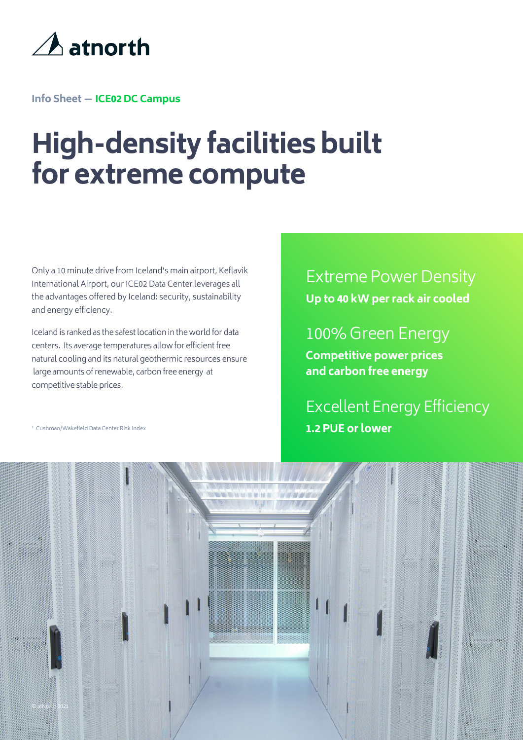atnorth

Info Sheet — **ICE02 DC Campus**

# High-density facilities built for extreme compute

Only a 10 minute drive from Iceland's main airport, Keflavik International Airport, our ICE02 Data Center leverages all the advantages offered by Iceland: security, sustainability and energy efficiency.

Iceland is ranked as the safest location in the world for data centers. Its average temperatures allow for efficient free natural cooling and its natural geothermic resources ensure large amounts of renewable, carbon free energy at competitive stable prices.

[1] Cushman/Wakefield Data Center Risk Index

## Extreme Power Density

**Up to 40 kW per rack air cooled**

## 100% Green Energy

**Competitive power prices and carbon free energy**

## Excellent Energy Efficiency

**1.2 PUE or lower**

© atNorth 2021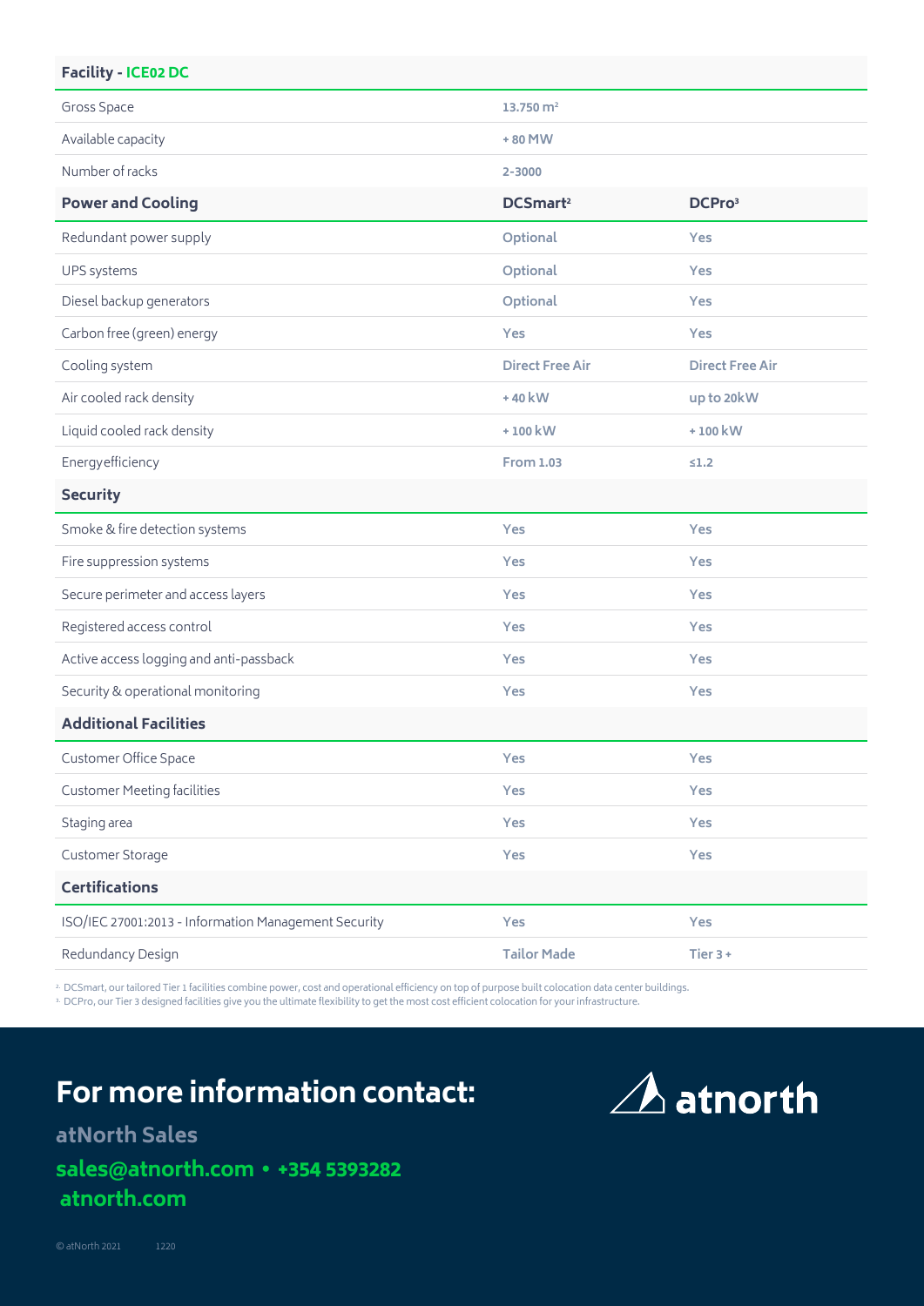| Facility - ICE02 DC | | |
|---|---|---|
| Gross Space | 13.750 m² | |
| Available capacity | + 80 MW | |
| Number of racks | 2-3000 | |
| **Power and Cooling** | **DCSmart[2]** | **DCPro[3]** |
| Redundant power supply | Optional | Yes |
| UPS systems | Optional | Yes |
| Diesel backup generators | Optional | Yes |
| Carbon free (green) energy | Yes | Yes |
| Cooling system | Direct Free Air | Direct Free Air |
| Air cooled rack density | + 40 kW | up to 20kW |
| Liquid cooled rack density | + 100 kW | + 100 kW |
| Energyefficiency | From 1.03 | ≤1.2 |
| **Security** | | |
| Smoke & fire detection systems | Yes | Yes |
| Fire suppression systems | Yes | Yes |
| Secure perimeter and access layers | Yes | Yes |
| Registered access control | Yes | Yes |
| Active access logging and anti-passback | Yes | Yes |
| Security & operational monitoring | Yes | Yes |
| **Additional Facilities** | | |
| Customer Office Space | Yes | Yes |
| Customer Meeting facilities | Yes | Yes |
| Staging area | Yes | Yes |
| Customer Storage | Yes | Yes |
| **Certifications** | | |
| ISO/IEC 27001:2013 - Information Management Security | Yes | Yes |
| Redundancy Design | Tailor Made | Tier 3 + |

[2] DCSmart, our tailored Tier 1 facilities combine power, cost and operational efficiency on top of purpose built colocation data center buildings.
[3] DCPro, our Tier 3 designed facilities give you the ultimate flexibility to get the most cost efficient colocation for your infrastructure.

## For more information contact:

**atNorth Sales**

**sales@atnorth.com • +354 5393282**

**atnorth.com**

atnorth

© atNorth 2021 1220